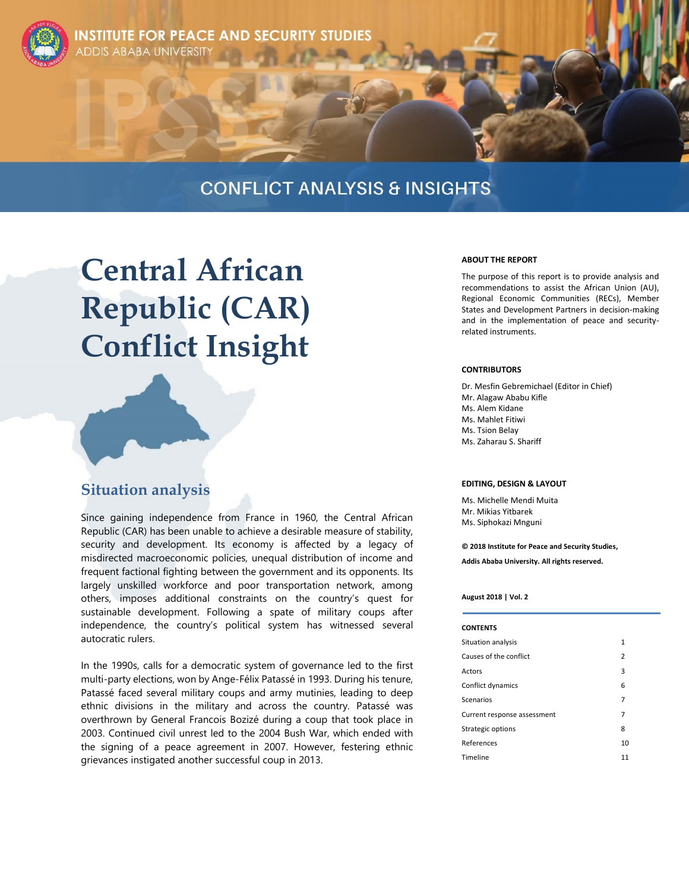INSTITUTE FOR PEACE AND SECURITY STUDIES
ADDIS ABABA UNIVERSITY

CONFLICT ANALYSIS & INSIGHTS

# Central African Republic (CAR) Conflict Insight

## Situation analysis

Since gaining independence from France in 1960, the Central African Republic (CAR) has been unable to achieve a desirable measure of stability, security and development. Its economy is affected by a legacy of misdirected macroeconomic policies, unequal distribution of income and frequent factional fighting between the government and its opponents. Its largely unskilled workforce and poor transportation network, among others, imposes additional constraints on the country's quest for sustainable development. Following a spate of military coups after independence, the country's political system has witnessed several autocratic rulers.

In the 1990s, calls for a democratic system of governance led to the first multi-party elections, won by Ange-Félix Patassé in 1993. During his tenure, Patassé faced several military coups and army mutinies, leading to deep ethnic divisions in the military and across the country. Patassé was overthrown by General Francois Bozizé during a coup that took place in 2003. Continued civil unrest led to the 2004 Bush War, which ended with the signing of a peace agreement in 2007. However, festering ethnic grievances instigated another successful coup in 2013.

**ABOUT THE REPORT**

The purpose of this report is to provide analysis and recommendations to assist the African Union (AU), Regional Economic Communities (RECs), Member States and Development Partners in decision-making and in the implementation of peace and security-related instruments.

**CONTRIBUTORS**

Dr. Mesfin Gebremichael (Editor in Chief)
Mr. Alagaw Ababu Kifle
Ms. Alem Kidane
Ms. Mahlet Fitiwi
Ms. Tsion Belay
Ms. Zaharau S. Shariff

**EDITING, DESIGN & LAYOUT**

Ms. Michelle Mendi Muita
Mr. Mikias Yitbarek
Ms. Siphokazi Mnguni

**© 2018 Institute for Peace and Security Studies, Addis Ababa University. All rights reserved.**

**August 2018 | Vol. 2**

**CONTENTS**

| | |
|---|---|
| Situation analysis | 1 |
| Causes of the conflict | 2 |
| Actors | 3 |
| Conflict dynamics | 6 |
| Scenarios | 7 |
| Current response assessment | 7 |
| Strategic options | 8 |
| References | 10 |
| Timeline | 11 |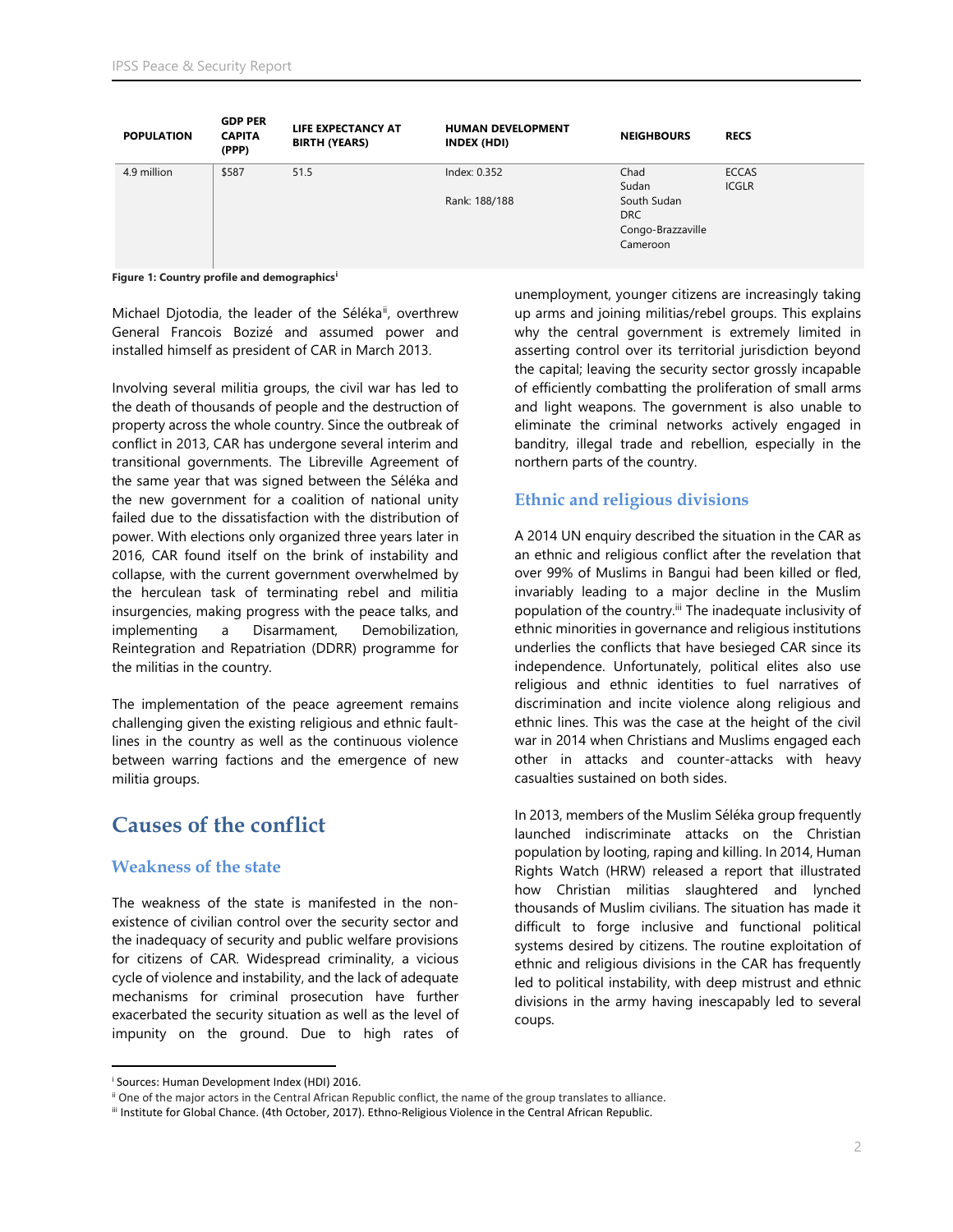| POPULATION | GDP PER CAPITA (PPP) | LIFE EXPECTANCY AT BIRTH (YEARS) | HUMAN DEVELOPMENT INDEX (HDI) | NEIGHBOURS | RECS |
|---|---|---|---|---|---|
| 4.9 million | $587 | 51.5 | Index: 0.352<br><br>Rank: 188/188 | Chad<br>Sudan<br>South Sudan<br>DRC<br>Congo-Brazzaville<br>Cameroon | ECCAS<br>ICGLR |

**Figure 1: Country profile and demographics**[i]

Michael Djotodia, the leader of the Séléka[ii], overthrew General Francois Bozizé and assumed power and installed himself as president of CAR in March 2013.

Involving several militia groups, the civil war has led to the death of thousands of people and the destruction of property across the whole country. Since the outbreak of conflict in 2013, CAR has undergone several interim and transitional governments. The Libreville Agreement of the same year that was signed between the Séléka and the new government for a coalition of national unity failed due to the dissatisfaction with the distribution of power. With elections only organized three years later in 2016, CAR found itself on the brink of instability and collapse, with the current government overwhelmed by the herculean task of terminating rebel and militia insurgencies, making progress with the peace talks, and implementing a Disarmament, Demobilization, Reintegration and Repatriation (DDRR) programme for the militias in the country.

The implementation of the peace agreement remains challenging given the existing religious and ethnic fault-lines in the country as well as the continuous violence between warring factions and the emergence of new militia groups.

# Causes of the conflict

## Weakness of the state

The weakness of the state is manifested in the non-existence of civilian control over the security sector and the inadequacy of security and public welfare provisions for citizens of CAR. Widespread criminality, a vicious cycle of violence and instability, and the lack of adequate mechanisms for criminal prosecution have further exacerbated the security situation as well as the level of impunity on the ground. Due to high rates of unemployment, younger citizens are increasingly taking up arms and joining militias/rebel groups. This explains why the central government is extremely limited in asserting control over its territorial jurisdiction beyond the capital; leaving the security sector grossly incapable of efficiently combatting the proliferation of small arms and light weapons. The government is also unable to eliminate the criminal networks actively engaged in banditry, illegal trade and rebellion, especially in the northern parts of the country.

## Ethnic and religious divisions

A 2014 UN enquiry described the situation in the CAR as an ethnic and religious conflict after the revelation that over 99% of Muslims in Bangui had been killed or fled, invariably leading to a major decline in the Muslim population of the country.[iii] The inadequate inclusivity of ethnic minorities in governance and religious institutions underlies the conflicts that have besieged CAR since its independence. Unfortunately, political elites also use religious and ethnic identities to fuel narratives of discrimination and incite violence along religious and ethnic lines. This was the case at the height of the civil war in 2014 when Christians and Muslims engaged each other in attacks and counter-attacks with heavy casualties sustained on both sides.

In 2013, members of the Muslim Séléka group frequently launched indiscriminate attacks on the Christian population by looting, raping and killing. In 2014, Human Rights Watch (HRW) released a report that illustrated how Christian militias slaughtered and lynched thousands of Muslim civilians. The situation has made it difficult to forge inclusive and functional political systems desired by citizens. The routine exploitation of ethnic and religious divisions in the CAR has frequently led to political instability, with deep mistrust and ethnic divisions in the army having inescapably led to several coups.

---

[i] Sources: Human Development Index (HDI) 2016.

[ii] One of the major actors in the Central African Republic conflict, the name of the group translates to alliance.

[iii] Institute for Global Chance. (4th October, 2017). Ethno-Religious Violence in the Central African Republic.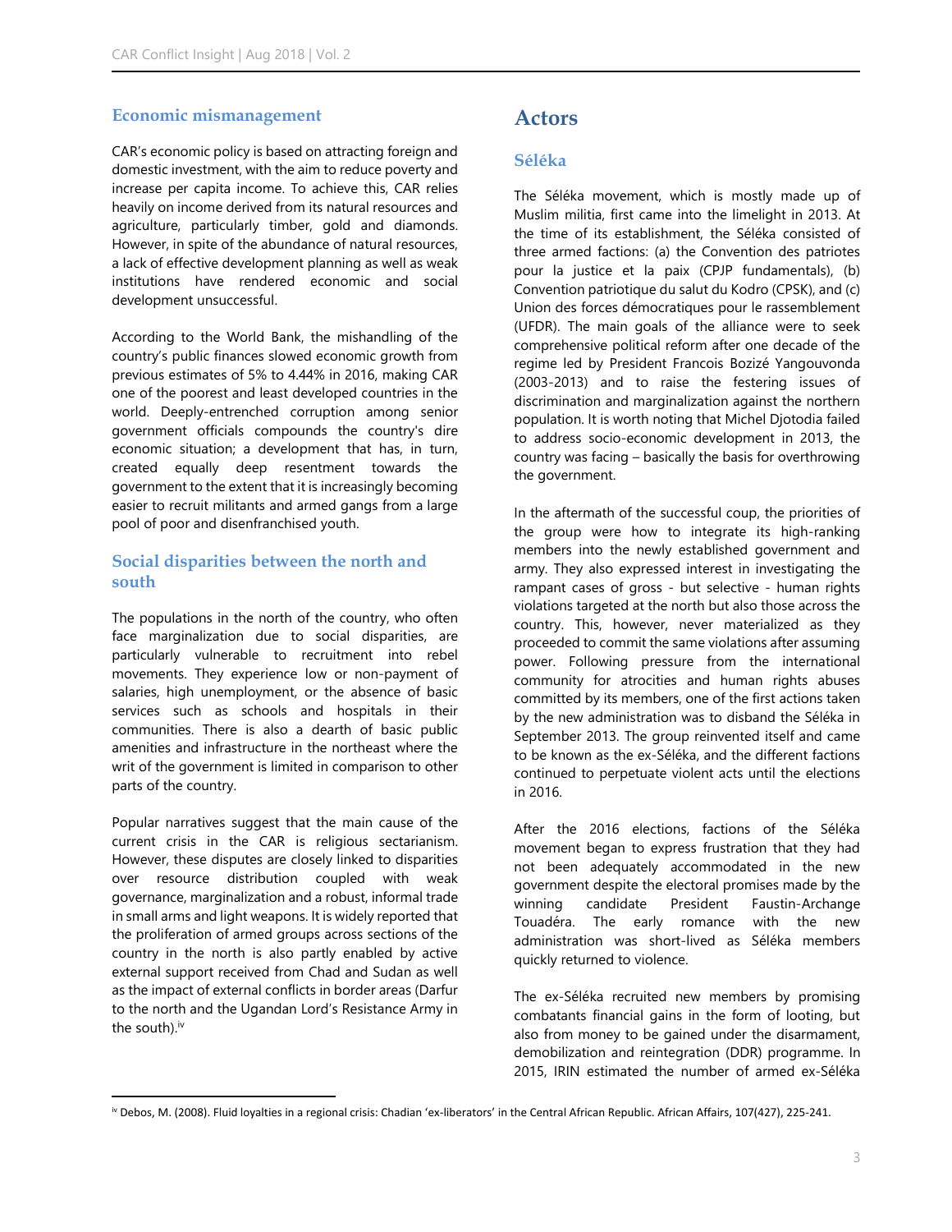### Economic mismanagement

CAR's economic policy is based on attracting foreign and domestic investment, with the aim to reduce poverty and increase per capita income. To achieve this, CAR relies heavily on income derived from its natural resources and agriculture, particularly timber, gold and diamonds. However, in spite of the abundance of natural resources, a lack of effective development planning as well as weak institutions have rendered economic and social development unsuccessful.

According to the World Bank, the mishandling of the country's public finances slowed economic growth from previous estimates of 5% to 4.44% in 2016, making CAR one of the poorest and least developed countries in the world. Deeply-entrenched corruption among senior government officials compounds the country's dire economic situation; a development that has, in turn, created equally deep resentment towards the government to the extent that it is increasingly becoming easier to recruit militants and armed gangs from a large pool of poor and disenfranchised youth.

### Social disparities between the north and south

The populations in the north of the country, who often face marginalization due to social disparities, are particularly vulnerable to recruitment into rebel movements. They experience low or non-payment of salaries, high unemployment, or the absence of basic services such as schools and hospitals in their communities. There is also a dearth of basic public amenities and infrastructure in the northeast where the writ of the government is limited in comparison to other parts of the country.

Popular narratives suggest that the main cause of the current crisis in the CAR is religious sectarianism. However, these disputes are closely linked to disparities over resource distribution coupled with weak governance, marginalization and a robust, informal trade in small arms and light weapons. It is widely reported that the proliferation of armed groups across sections of the country in the north is also partly enabled by active external support received from Chad and Sudan as well as the impact of external conflicts in border areas (Darfur to the north and the Ugandan Lord's Resistance Army in the south).[iv]

## Actors

### Séléka

The Séléka movement, which is mostly made up of Muslim militia, first came into the limelight in 2013. At the time of its establishment, the Séléka consisted of three armed factions: (a) the Convention des patriotes pour la justice et la paix (CPJP fundamentals), (b) Convention patriotique du salut du Kodro (CPSK), and (c) Union des forces démocratiques pour le rassemblement (UFDR). The main goals of the alliance were to seek comprehensive political reform after one decade of the regime led by President Francois Bozizé Yangouvonda (2003-2013) and to raise the festering issues of discrimination and marginalization against the northern population. It is worth noting that Michel Djotodia failed to address socio-economic development in 2013, the country was facing – basically the basis for overthrowing the government.

In the aftermath of the successful coup, the priorities of the group were how to integrate its high-ranking members into the newly established government and army. They also expressed interest in investigating the rampant cases of gross - but selective - human rights violations targeted at the north but also those across the country. This, however, never materialized as they proceeded to commit the same violations after assuming power. Following pressure from the international community for atrocities and human rights abuses committed by its members, one of the first actions taken by the new administration was to disband the Séléka in September 2013. The group reinvented itself and came to be known as the ex-Séléka, and the different factions continued to perpetuate violent acts until the elections in 2016.

After the 2016 elections, factions of the Séléka movement began to express frustration that they had not been adequately accommodated in the new government despite the electoral promises made by the winning candidate President Faustin-Archange Touadéra. The early romance with the new administration was short-lived as Séléka members quickly returned to violence.

The ex-Séléka recruited new members by promising combatants financial gains in the form of looting, but also from money to be gained under the disarmament, demobilization and reintegration (DDR) programme. In 2015, IRIN estimated the number of armed ex-Séléka

---

[iv] Debos, M. (2008). Fluid loyalties in a regional crisis: Chadian 'ex-liberators' in the Central African Republic. African Affairs, 107(427), 225-241.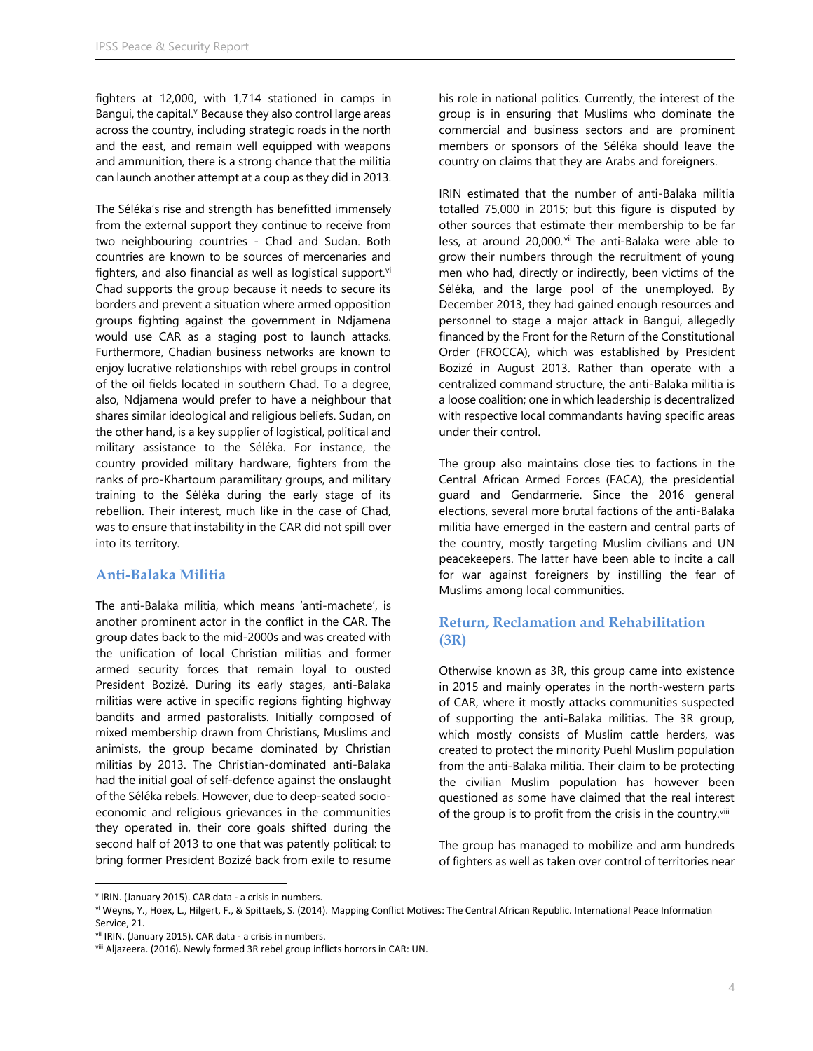fighters at 12,000, with 1,714 stationed in camps in Bangui, the capital.[v] Because they also control large areas across the country, including strategic roads in the north and the east, and remain well equipped with weapons and ammunition, there is a strong chance that the militia can launch another attempt at a coup as they did in 2013.

The Séléka's rise and strength has benefitted immensely from the external support they continue to receive from two neighbouring countries - Chad and Sudan. Both countries are known to be sources of mercenaries and fighters, and also financial as well as logistical support.[vi] Chad supports the group because it needs to secure its borders and prevent a situation where armed opposition groups fighting against the government in Ndjamena would use CAR as a staging post to launch attacks. Furthermore, Chadian business networks are known to enjoy lucrative relationships with rebel groups in control of the oil fields located in southern Chad. To a degree, also, Ndjamena would prefer to have a neighbour that shares similar ideological and religious beliefs. Sudan, on the other hand, is a key supplier of logistical, political and military assistance to the Séléka. For instance, the country provided military hardware, fighters from the ranks of pro-Khartoum paramilitary groups, and military training to the Séléka during the early stage of its rebellion. Their interest, much like in the case of Chad, was to ensure that instability in the CAR did not spill over into its territory.

## Anti-Balaka Militia

The anti-Balaka militia, which means 'anti-machete', is another prominent actor in the conflict in the CAR. The group dates back to the mid-2000s and was created with the unification of local Christian militias and former armed security forces that remain loyal to ousted President Bozizé. During its early stages, anti-Balaka militias were active in specific regions fighting highway bandits and armed pastoralists. Initially composed of mixed membership drawn from Christians, Muslims and animists, the group became dominated by Christian militias by 2013. The Christian-dominated anti-Balaka had the initial goal of self-defence against the onslaught of the Séléka rebels. However, due to deep-seated socio-economic and religious grievances in the communities they operated in, their core goals shifted during the second half of 2013 to one that was patently political: to bring former President Bozizé back from exile to resume his role in national politics. Currently, the interest of the group is in ensuring that Muslims who dominate the commercial and business sectors and are prominent members or sponsors of the Séléka should leave the country on claims that they are Arabs and foreigners.

IRIN estimated that the number of anti-Balaka militia totalled 75,000 in 2015; but this figure is disputed by other sources that estimate their membership to be far less, at around 20,000.[vii] The anti-Balaka were able to grow their numbers through the recruitment of young men who had, directly or indirectly, been victims of the Séléka, and the large pool of the unemployed. By December 2013, they had gained enough resources and personnel to stage a major attack in Bangui, allegedly financed by the Front for the Return of the Constitutional Order (FROCCA), which was established by President Bozizé in August 2013. Rather than operate with a centralized command structure, the anti-Balaka militia is a loose coalition; one in which leadership is decentralized with respective local commandants having specific areas under their control.

The group also maintains close ties to factions in the Central African Armed Forces (FACA), the presidential guard and Gendarmerie. Since the 2016 general elections, several more brutal factions of the anti-Balaka militia have emerged in the eastern and central parts of the country, mostly targeting Muslim civilians and UN peacekeepers. The latter have been able to incite a call for war against foreigners by instilling the fear of Muslims among local communities.

## Return, Reclamation and Rehabilitation (3R)

Otherwise known as 3R, this group came into existence in 2015 and mainly operates in the north-western parts of CAR, where it mostly attacks communities suspected of supporting the anti-Balaka militias. The 3R group, which mostly consists of Muslim cattle herders, was created to protect the minority Puehl Muslim population from the anti-Balaka militia. Their claim to be protecting the civilian Muslim population has however been questioned as some have claimed that the real interest of the group is to profit from the crisis in the country.[viii]

The group has managed to mobilize and arm hundreds of fighters as well as taken over control of territories near

---

[v] IRIN. (January 2015). CAR data - a crisis in numbers.

[vi] Weyns, Y., Hoex, L., Hilgert, F., & Spittaels, S. (2014). Mapping Conflict Motives: The Central African Republic. International Peace Information Service, 21.

[vii] IRIN. (January 2015). CAR data - a crisis in numbers.

[viii] Aljazeera. (2016). Newly formed 3R rebel group inflicts horrors in CAR: UN.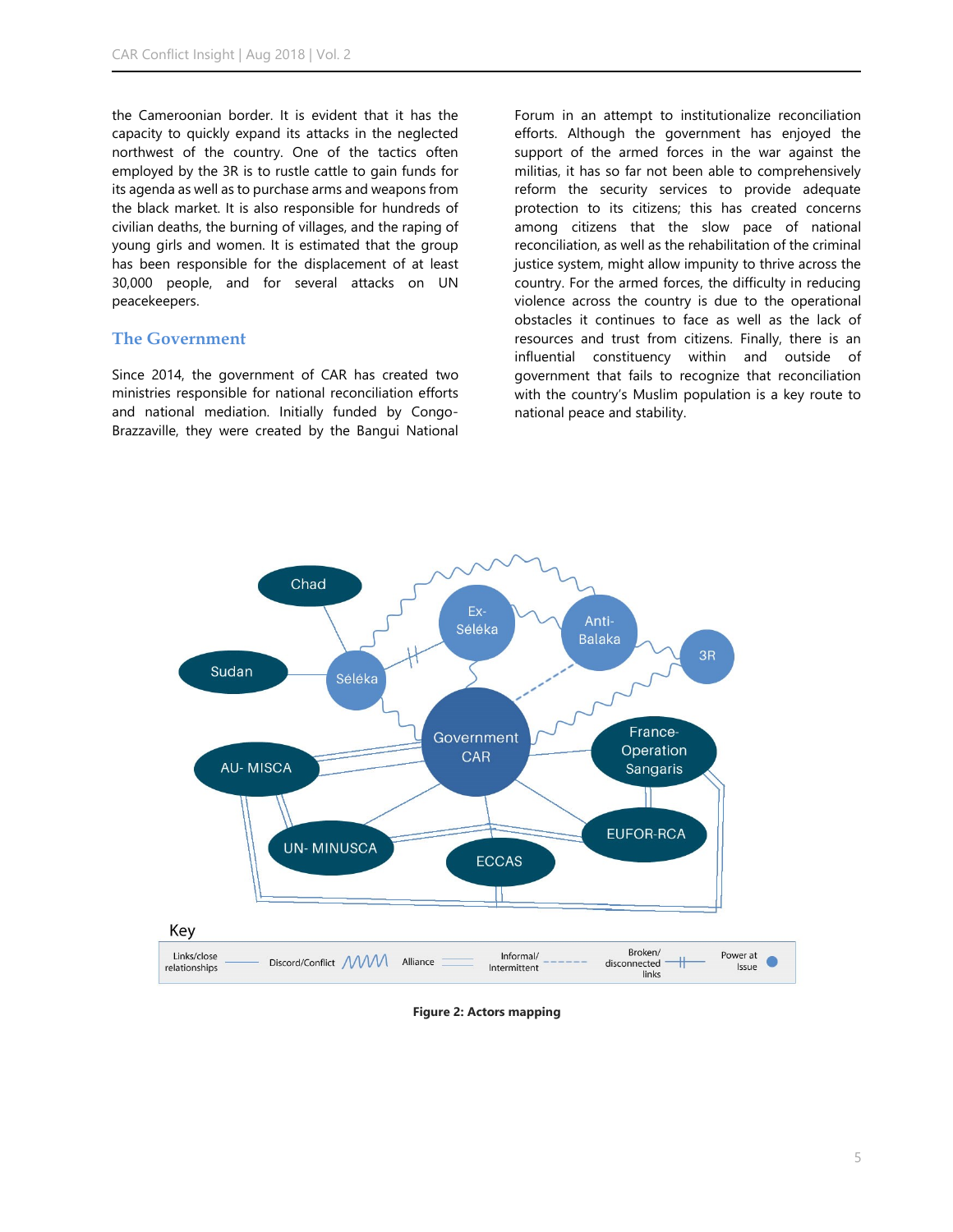the Cameroonian border. It is evident that it has the capacity to quickly expand its attacks in the neglected northwest of the country. One of the tactics often employed by the 3R is to rustle cattle to gain funds for its agenda as well as to purchase arms and weapons from the black market. It is also responsible for hundreds of civilian deaths, the burning of villages, and the raping of young girls and women. It is estimated that the group has been responsible for the displacement of at least 30,000 people, and for several attacks on UN peacekeepers.

## The Government

Since 2014, the government of CAR has created two ministries responsible for national reconciliation efforts and national mediation. Initially funded by Congo-Brazzaville, they were created by the Bangui National Forum in an attempt to institutionalize reconciliation efforts. Although the government has enjoyed the support of the armed forces in the war against the militias, it has so far not been able to comprehensively reform the security services to provide adequate protection to its citizens; this has created concerns among citizens that the slow pace of national reconciliation, as well as the rehabilitation of the criminal justice system, might allow impunity to thrive across the country. For the armed forces, the difficulty in reducing violence across the country is due to the operational obstacles it continues to face as well as the lack of resources and trust from citizens. Finally, there is an influential constituency within and outside of government that fails to recognize that reconciliation with the country's Muslim population is a key route to national peace and stability.

**Figure 2: Actors mapping**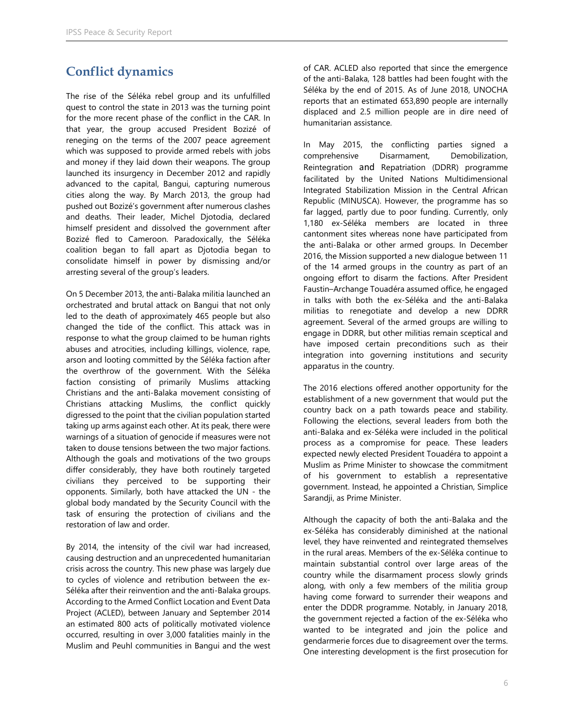## Conflict dynamics

The rise of the Séléka rebel group and its unfulfilled quest to control the state in 2013 was the turning point for the more recent phase of the conflict in the CAR. In that year, the group accused President Bozizé of reneging on the terms of the 2007 peace agreement which was supposed to provide armed rebels with jobs and money if they laid down their weapons. The group launched its insurgency in December 2012 and rapidly advanced to the capital, Bangui, capturing numerous cities along the way. By March 2013, the group had pushed out Bozizé's government after numerous clashes and deaths. Their leader, Michel Djotodia, declared himself president and dissolved the government after Bozizé fled to Cameroon. Paradoxically, the Séléka coalition began to fall apart as Djotodia began to consolidate himself in power by dismissing and/or arresting several of the group's leaders.

On 5 December 2013, the anti-Balaka militia launched an orchestrated and brutal attack on Bangui that not only led to the death of approximately 465 people but also changed the tide of the conflict. This attack was in response to what the group claimed to be human rights abuses and atrocities, including killings, violence, rape, arson and looting committed by the Séléka faction after the overthrow of the government. With the Séléka faction consisting of primarily Muslims attacking Christians and the anti-Balaka movement consisting of Christians attacking Muslims, the conflict quickly digressed to the point that the civilian population started taking up arms against each other. At its peak, there were warnings of a situation of genocide if measures were not taken to douse tensions between the two major factions. Although the goals and motivations of the two groups differ considerably, they have both routinely targeted civilians they perceived to be supporting their opponents. Similarly, both have attacked the UN - the global body mandated by the Security Council with the task of ensuring the protection of civilians and the restoration of law and order.

By 2014, the intensity of the civil war had increased, causing destruction and an unprecedented humanitarian crisis across the country. This new phase was largely due to cycles of violence and retribution between the ex-Séléka after their reinvention and the anti-Balaka groups. According to the Armed Conflict Location and Event Data Project (ACLED), between January and September 2014 an estimated 800 acts of politically motivated violence occurred, resulting in over 3,000 fatalities mainly in the Muslim and Peuhl communities in Bangui and the west of CAR. ACLED also reported that since the emergence of the anti-Balaka, 128 battles had been fought with the Séléka by the end of 2015. As of June 2018, UNOCHA reports that an estimated 653,890 people are internally displaced and 2.5 million people are in dire need of humanitarian assistance.

In May 2015, the conflicting parties signed a comprehensive Disarmament, Demobilization, Reintegration and Repatriation (DDRR) programme facilitated by the United Nations Multidimensional Integrated Stabilization Mission in the Central African Republic (MINUSCA). However, the programme has so far lagged, partly due to poor funding. Currently, only 1,180 ex-Séléka members are located in three cantonment sites whereas none have participated from the anti-Balaka or other armed groups. In December 2016, the Mission supported a new dialogue between 11 of the 14 armed groups in the country as part of an ongoing effort to disarm the factions. After President Faustin–Archange Touadéra assumed office, he engaged in talks with both the ex-Séléka and the anti-Balaka militias to renegotiate and develop a new DDRR agreement. Several of the armed groups are willing to engage in DDRR, but other militias remain sceptical and have imposed certain preconditions such as their integration into governing institutions and security apparatus in the country.

The 2016 elections offered another opportunity for the establishment of a new government that would put the country back on a path towards peace and stability. Following the elections, several leaders from both the anti-Balaka and ex-Séléka were included in the political process as a compromise for peace. These leaders expected newly elected President Touadéra to appoint a Muslim as Prime Minister to showcase the commitment of his government to establish a representative government. Instead, he appointed a Christian, Simplice Sarandji, as Prime Minister.

Although the capacity of both the anti-Balaka and the ex-Séléka has considerably diminished at the national level, they have reinvented and reintegrated themselves in the rural areas. Members of the ex-Séléka continue to maintain substantial control over large areas of the country while the disarmament process slowly grinds along, with only a few members of the militia group having come forward to surrender their weapons and enter the DDRR programme. Notably, in January 2018, the government rejected a faction of the ex-Séléka who wanted to be integrated and join the police and gendarmerie forces due to disagreement over the terms. One interesting development is the first prosecution for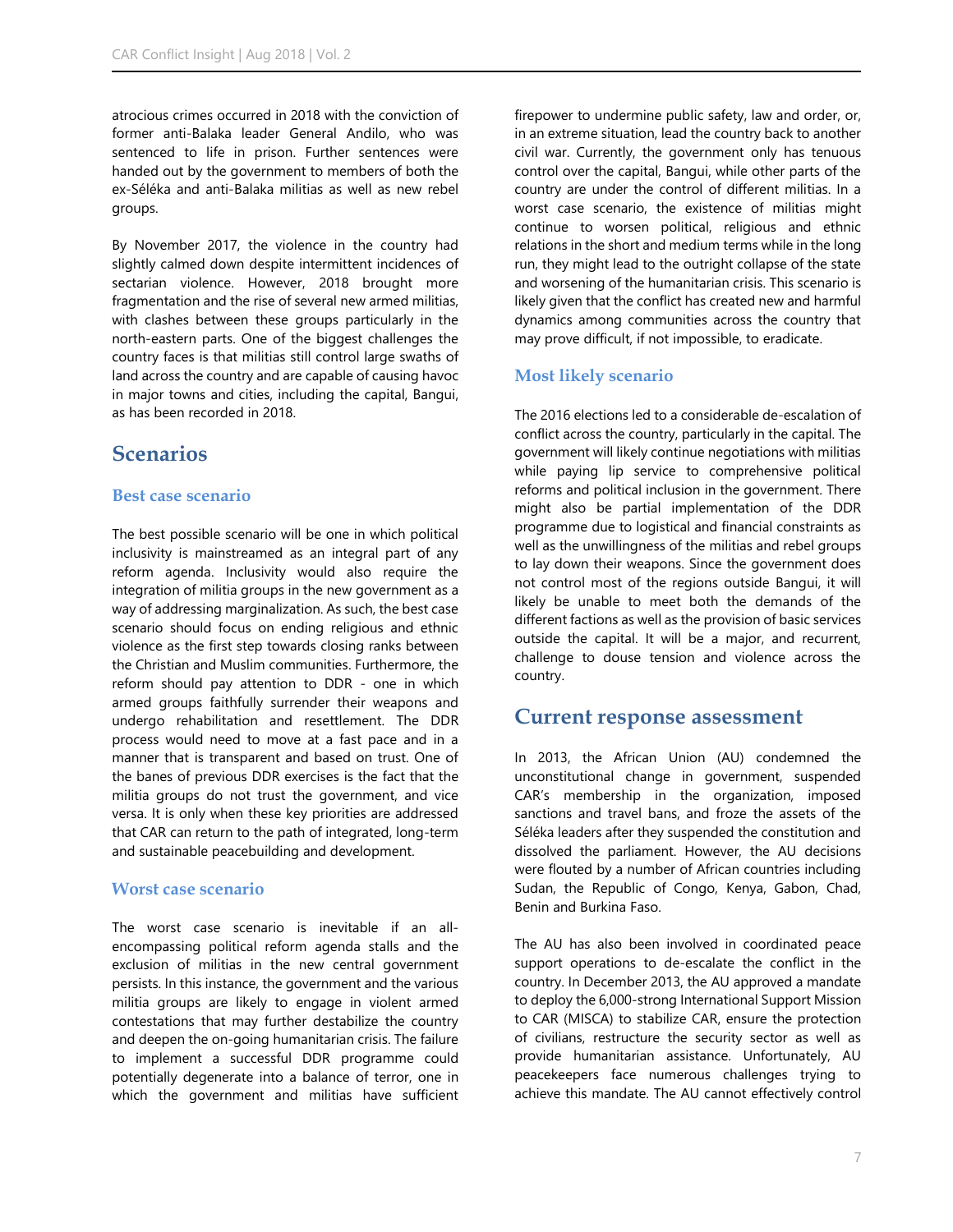atrocious crimes occurred in 2018 with the conviction of former anti-Balaka leader General Andilo, who was sentenced to life in prison. Further sentences were handed out by the government to members of both the ex-Séléka and anti-Balaka militias as well as new rebel groups.

By November 2017, the violence in the country had slightly calmed down despite intermittent incidences of sectarian violence. However, 2018 brought more fragmentation and the rise of several new armed militias, with clashes between these groups particularly in the north-eastern parts. One of the biggest challenges the country faces is that militias still control large swaths of land across the country and are capable of causing havoc in major towns and cities, including the capital, Bangui, as has been recorded in 2018.

## Scenarios

### Best case scenario

The best possible scenario will be one in which political inclusivity is mainstreamed as an integral part of any reform agenda. Inclusivity would also require the integration of militia groups in the new government as a way of addressing marginalization. As such, the best case scenario should focus on ending religious and ethnic violence as the first step towards closing ranks between the Christian and Muslim communities. Furthermore, the reform should pay attention to DDR - one in which armed groups faithfully surrender their weapons and undergo rehabilitation and resettlement. The DDR process would need to move at a fast pace and in a manner that is transparent and based on trust. One of the banes of previous DDR exercises is the fact that the militia groups do not trust the government, and vice versa. It is only when these key priorities are addressed that CAR can return to the path of integrated, long-term and sustainable peacebuilding and development.

### Worst case scenario

The worst case scenario is inevitable if an all-encompassing political reform agenda stalls and the exclusion of militias in the new central government persists. In this instance, the government and the various militia groups are likely to engage in violent armed contestations that may further destabilize the country and deepen the on-going humanitarian crisis. The failure to implement a successful DDR programme could potentially degenerate into a balance of terror, one in which the government and militias have sufficient firepower to undermine public safety, law and order, or, in an extreme situation, lead the country back to another civil war. Currently, the government only has tenuous control over the capital, Bangui, while other parts of the country are under the control of different militias. In a worst case scenario, the existence of militias might continue to worsen political, religious and ethnic relations in the short and medium terms while in the long run, they might lead to the outright collapse of the state and worsening of the humanitarian crisis. This scenario is likely given that the conflict has created new and harmful dynamics among communities across the country that may prove difficult, if not impossible, to eradicate.

### Most likely scenario

The 2016 elections led to a considerable de-escalation of conflict across the country, particularly in the capital. The government will likely continue negotiations with militias while paying lip service to comprehensive political reforms and political inclusion in the government. There might also be partial implementation of the DDR programme due to logistical and financial constraints as well as the unwillingness of the militias and rebel groups to lay down their weapons. Since the government does not control most of the regions outside Bangui, it will likely be unable to meet both the demands of the different factions as well as the provision of basic services outside the capital. It will be a major, and recurrent, challenge to douse tension and violence across the country.

## Current response assessment

In 2013, the African Union (AU) condemned the unconstitutional change in government, suspended CAR's membership in the organization, imposed sanctions and travel bans, and froze the assets of the Séléka leaders after they suspended the constitution and dissolved the parliament. However, the AU decisions were flouted by a number of African countries including Sudan, the Republic of Congo, Kenya, Gabon, Chad, Benin and Burkina Faso.

The AU has also been involved in coordinated peace support operations to de-escalate the conflict in the country. In December 2013, the AU approved a mandate to deploy the 6,000-strong International Support Mission to CAR (MISCA) to stabilize CAR, ensure the protection of civilians, restructure the security sector as well as provide humanitarian assistance. Unfortunately, AU peacekeepers face numerous challenges trying to achieve this mandate. The AU cannot effectively control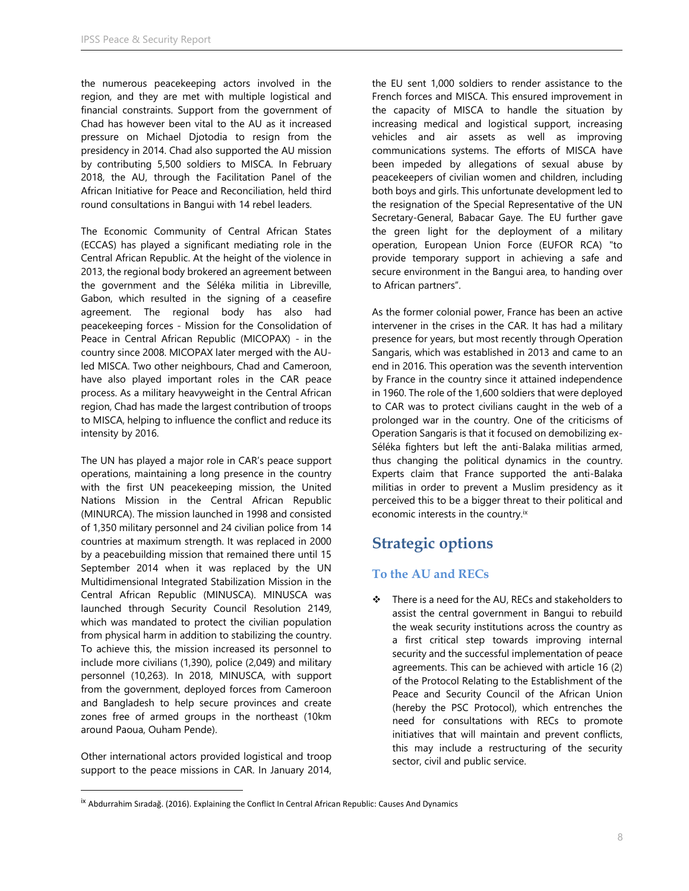the numerous peacekeeping actors involved in the region, and they are met with multiple logistical and financial constraints. Support from the government of Chad has however been vital to the AU as it increased pressure on Michael Djotodia to resign from the presidency in 2014. Chad also supported the AU mission by contributing 5,500 soldiers to MISCA. In February 2018, the AU, through the Facilitation Panel of the African Initiative for Peace and Reconciliation, held third round consultations in Bangui with 14 rebel leaders.

The Economic Community of Central African States (ECCAS) has played a significant mediating role in the Central African Republic. At the height of the violence in 2013, the regional body brokered an agreement between the government and the Séléka militia in Libreville, Gabon, which resulted in the signing of a ceasefire agreement. The regional body has also had peacekeeping forces - Mission for the Consolidation of Peace in Central African Republic (MICOPAX) - in the country since 2008. MICOPAX later merged with the AU-led MISCA. Two other neighbours, Chad and Cameroon, have also played important roles in the CAR peace process. As a military heavyweight in the Central African region, Chad has made the largest contribution of troops to MISCA, helping to influence the conflict and reduce its intensity by 2016.

The UN has played a major role in CAR's peace support operations, maintaining a long presence in the country with the first UN peacekeeping mission, the United Nations Mission in the Central African Republic (MINURCA). The mission launched in 1998 and consisted of 1,350 military personnel and 24 civilian police from 14 countries at maximum strength. It was replaced in 2000 by a peacebuilding mission that remained there until 15 September 2014 when it was replaced by the UN Multidimensional Integrated Stabilization Mission in the Central African Republic (MINUSCA). MINUSCA was launched through Security Council Resolution 2149, which was mandated to protect the civilian population from physical harm in addition to stabilizing the country. To achieve this, the mission increased its personnel to include more civilians (1,390), police (2,049) and military personnel (10,263). In 2018, MINUSCA, with support from the government, deployed forces from Cameroon and Bangladesh to help secure provinces and create zones free of armed groups in the northeast (10km around Paoua, Ouham Pende).

Other international actors provided logistical and troop support to the peace missions in CAR. In January 2014, the EU sent 1,000 soldiers to render assistance to the French forces and MISCA. This ensured improvement in the capacity of MISCA to handle the situation by increasing medical and logistical support, increasing vehicles and air assets as well as improving communications systems. The efforts of MISCA have been impeded by allegations of sexual abuse by peacekeepers of civilian women and children, including both boys and girls. This unfortunate development led to the resignation of the Special Representative of the UN Secretary-General, Babacar Gaye. The EU further gave the green light for the deployment of a military operation, European Union Force (EUFOR RCA) "to provide temporary support in achieving a safe and secure environment in the Bangui area, to handing over to African partners".

As the former colonial power, France has been an active intervener in the crises in the CAR. It has had a military presence for years, but most recently through Operation Sangaris, which was established in 2013 and came to an end in 2016. This operation was the seventh intervention by France in the country since it attained independence in 1960. The role of the 1,600 soldiers that were deployed to CAR was to protect civilians caught in the web of a prolonged war in the country. One of the criticisms of Operation Sangaris is that it focused on demobilizing ex-Séléka fighters but left the anti-Balaka militias armed, thus changing the political dynamics in the country. Experts claim that France supported the anti-Balaka militias in order to prevent a Muslim presidency as it perceived this to be a bigger threat to their political and economic interests in the country.[ix]

## Strategic options

### To the AU and RECs

- There is a need for the AU, RECs and stakeholders to assist the central government in Bangui to rebuild the weak security institutions across the country as a first critical step towards improving internal security and the successful implementation of peace agreements. This can be achieved with article 16 (2) of the Protocol Relating to the Establishment of the Peace and Security Council of the African Union (hereby the PSC Protocol), which entrenches the need for consultations with RECs to promote initiatives that will maintain and prevent conflicts, this may include a restructuring of the security sector, civil and public service.

---

[ix] Abdurrahim Sıradağ. (2016). Explaining the Conflict In Central African Republic: Causes And Dynamics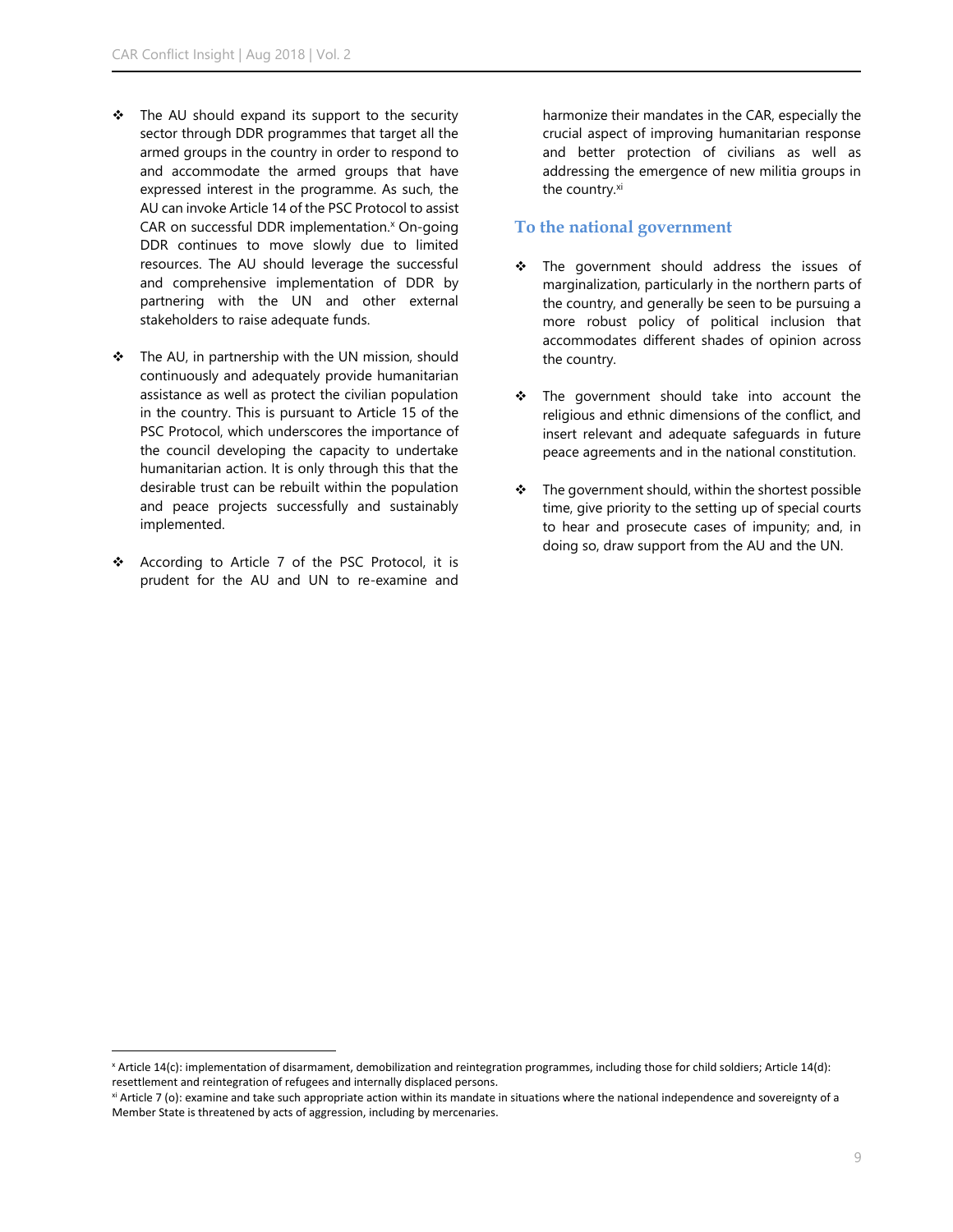- The AU should expand its support to the security sector through DDR programmes that target all the armed groups in the country in order to respond to and accommodate the armed groups that have expressed interest in the programme. As such, the AU can invoke Article 14 of the PSC Protocol to assist CAR on successful DDR implementation.[x] On-going DDR continues to move slowly due to limited resources. The AU should leverage the successful and comprehensive implementation of DDR by partnering with the UN and other external stakeholders to raise adequate funds.

- The AU, in partnership with the UN mission, should continuously and adequately provide humanitarian assistance as well as protect the civilian population in the country. This is pursuant to Article 15 of the PSC Protocol, which underscores the importance of the council developing the capacity to undertake humanitarian action. It is only through this that the desirable trust can be rebuilt within the population and peace projects successfully and sustainably implemented.

- According to Article 7 of the PSC Protocol, it is prudent for the AU and UN to re-examine and harmonize their mandates in the CAR, especially the crucial aspect of improving humanitarian response and better protection of civilians as well as addressing the emergence of new militia groups in the country.[xi]

## To the national government

- The government should address the issues of marginalization, particularly in the northern parts of the country, and generally be seen to be pursuing a more robust policy of political inclusion that accommodates different shades of opinion across the country.

- The government should take into account the religious and ethnic dimensions of the conflict, and insert relevant and adequate safeguards in future peace agreements and in the national constitution.

- The government should, within the shortest possible time, give priority to the setting up of special courts to hear and prosecute cases of impunity; and, in doing so, draw support from the AU and the UN.

---

[x] Article 14(c): implementation of disarmament, demobilization and reintegration programmes, including those for child soldiers; Article 14(d): resettlement and reintegration of refugees and internally displaced persons.

[xi] Article 7 (o): examine and take such appropriate action within its mandate in situations where the national independence and sovereignty of a Member State is threatened by acts of aggression, including by mercenaries.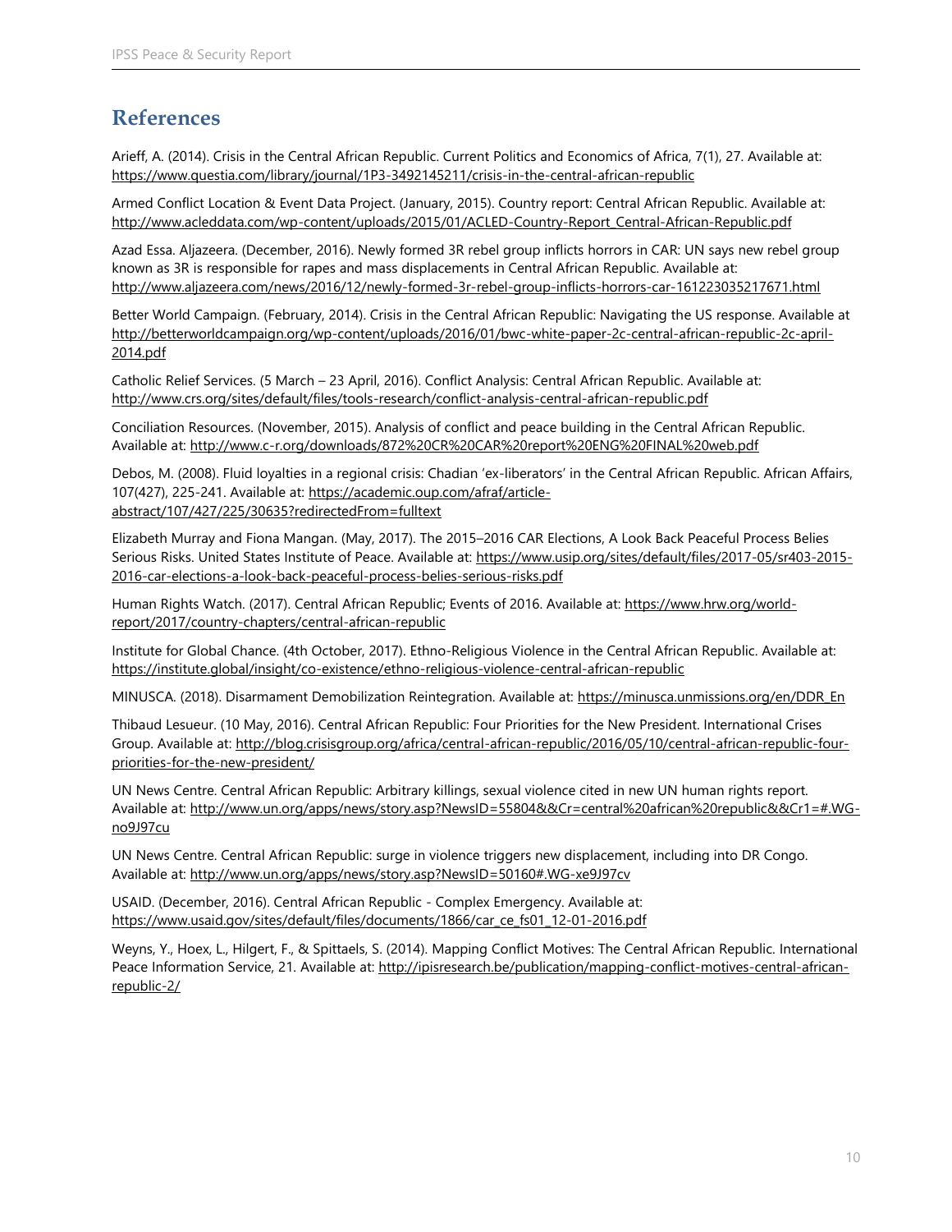## References

Arieff, A. (2014). Crisis in the Central African Republic. Current Politics and Economics of Africa, 7(1), 27. Available at: https://www.questia.com/library/journal/1P3-3492145211/crisis-in-the-central-african-republic

Armed Conflict Location & Event Data Project. (January, 2015). Country report: Central African Republic. Available at: http://www.acleddata.com/wp-content/uploads/2015/01/ACLED-Country-Report_Central-African-Republic.pdf

Azad Essa. Aljazeera. (December, 2016). Newly formed 3R rebel group inflicts horrors in CAR: UN says new rebel group known as 3R is responsible for rapes and mass displacements in Central African Republic. Available at: http://www.aljazeera.com/news/2016/12/newly-formed-3r-rebel-group-inflicts-horrors-car-161223035217671.html

Better World Campaign. (February, 2014). Crisis in the Central African Republic: Navigating the US response. Available at http://betterworldcampaign.org/wp-content/uploads/2016/01/bwc-white-paper-2c-central-african-republic-2c-april-2014.pdf

Catholic Relief Services. (5 March – 23 April, 2016). Conflict Analysis: Central African Republic. Available at: http://www.crs.org/sites/default/files/tools-research/conflict-analysis-central-african-republic.pdf

Conciliation Resources. (November, 2015). Analysis of conflict and peace building in the Central African Republic. Available at: http://www.c-r.org/downloads/872%20CR%20CAR%20report%20ENG%20FINAL%20web.pdf

Debos, M. (2008). Fluid loyalties in a regional crisis: Chadian 'ex-liberators' in the Central African Republic. African Affairs, 107(427), 225-241. Available at: https://academic.oup.com/afraf/article-abstract/107/427/225/30635?redirectedFrom=fulltext

Elizabeth Murray and Fiona Mangan. (May, 2017). The 2015–2016 CAR Elections, A Look Back Peaceful Process Belies Serious Risks. United States Institute of Peace. Available at: https://www.usip.org/sites/default/files/2017-05/sr403-2015-2016-car-elections-a-look-back-peaceful-process-belies-serious-risks.pdf

Human Rights Watch. (2017). Central African Republic; Events of 2016. Available at: https://www.hrw.org/world-report/2017/country-chapters/central-african-republic

Institute for Global Chance. (4th October, 2017). Ethno-Religious Violence in the Central African Republic. Available at: https://institute.global/insight/co-existence/ethno-religious-violence-central-african-republic

MINUSCA. (2018). Disarmament Demobilization Reintegration. Available at: https://minusca.unmissions.org/en/DDR_En

Thibaud Lesueur. (10 May, 2016). Central African Republic: Four Priorities for the New President. International Crises Group. Available at: http://blog.crisisgroup.org/africa/central-african-republic/2016/05/10/central-african-republic-four-priorities-for-the-new-president/

UN News Centre. Central African Republic: Arbitrary killings, sexual violence cited in new UN human rights report. Available at: http://www.un.org/apps/news/story.asp?NewsID=55804&&Cr=central%20african%20republic&&Cr1=#.WG-no9J97cu

UN News Centre. Central African Republic: surge in violence triggers new displacement, including into DR Congo. Available at: http://www.un.org/apps/news/story.asp?NewsID=50160#.WG-xe9J97cv

USAID. (December, 2016). Central African Republic - Complex Emergency. Available at: https://www.usaid.gov/sites/default/files/documents/1866/car_ce_fs01_12-01-2016.pdf

Weyns, Y., Hoex, L., Hilgert, F., & Spittaels, S. (2014). Mapping Conflict Motives: The Central African Republic. International Peace Information Service, 21. Available at: http://ipisresearch.be/publication/mapping-conflict-motives-central-african-republic-2/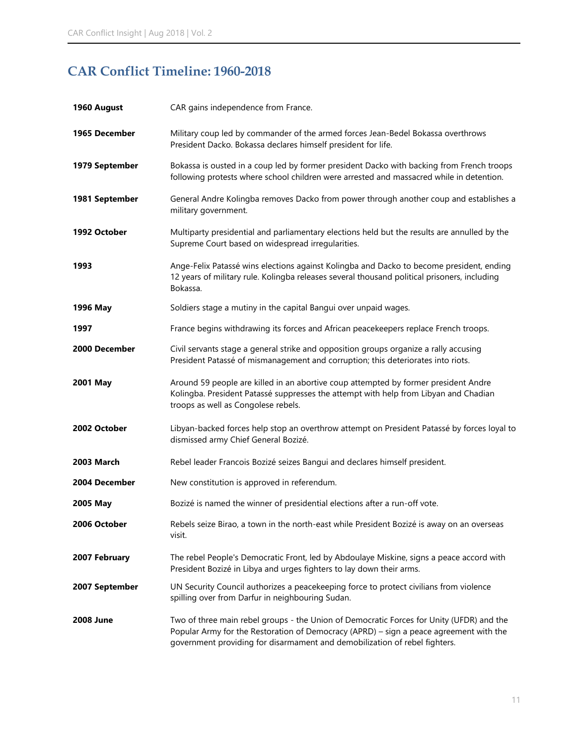## CAR Conflict Timeline: 1960-2018

| | |
|---|---|
| **1960 August** | CAR gains independence from France. |
| **1965 December** | Military coup led by commander of the armed forces Jean-Bedel Bokassa overthrows President Dacko. Bokassa declares himself president for life. |
| **1979 September** | Bokassa is ousted in a coup led by former president Dacko with backing from French troops following protests where school children were arrested and massacred while in detention. |
| **1981 September** | General Andre Kolingba removes Dacko from power through another coup and establishes a military government. |
| **1992 October** | Multiparty presidential and parliamentary elections held but the results are annulled by the Supreme Court based on widespread irregularities. |
| **1993** | Ange-Felix Patassé wins elections against Kolingba and Dacko to become president, ending 12 years of military rule. Kolingba releases several thousand political prisoners, including Bokassa. |
| **1996 May** | Soldiers stage a mutiny in the capital Bangui over unpaid wages. |
| **1997** | France begins withdrawing its forces and African peacekeepers replace French troops. |
| **2000 December** | Civil servants stage a general strike and opposition groups organize a rally accusing President Patassé of mismanagement and corruption; this deteriorates into riots. |
| **2001 May** | Around 59 people are killed in an abortive coup attempted by former president Andre Kolingba. President Patassé suppresses the attempt with help from Libyan and Chadian troops as well as Congolese rebels. |
| **2002 October** | Libyan-backed forces help stop an overthrow attempt on President Patassé by forces loyal to dismissed army Chief General Bozizé. |
| **2003 March** | Rebel leader Francois Bozizé seizes Bangui and declares himself president. |
| **2004 December** | New constitution is approved in referendum. |
| **2005 May** | Bozizé is named the winner of presidential elections after a run-off vote. |
| **2006 October** | Rebels seize Birao, a town in the north-east while President Bozizé is away on an overseas visit. |
| **2007 February** | The rebel People's Democratic Front, led by Abdoulaye Miskine, signs a peace accord with President Bozizé in Libya and urges fighters to lay down their arms. |
| **2007 September** | UN Security Council authorizes a peacekeeping force to protect civilians from violence spilling over from Darfur in neighbouring Sudan. |
| **2008 June** | Two of three main rebel groups - the Union of Democratic Forces for Unity (UFDR) and the Popular Army for the Restoration of Democracy (APRD) – sign a peace agreement with the government providing for disarmament and demobilization of rebel fighters. |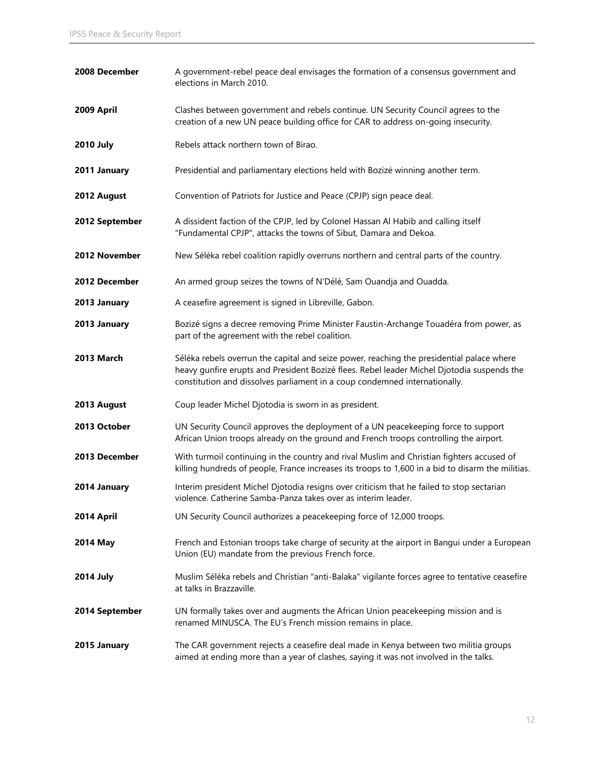| | |
|---|---|
| **2008 December** | A government-rebel peace deal envisages the formation of a consensus government and elections in March 2010. |
| **2009 April** | Clashes between government and rebels continue. UN Security Council agrees to the creation of a new UN peace building office for CAR to address on-going insecurity. |
| **2010 July** | Rebels attack northern town of Birao. |
| **2011 January** | Presidential and parliamentary elections held with Bozizé winning another term. |
| **2012 August** | Convention of Patriots for Justice and Peace (CPJP) sign peace deal. |
| **2012 September** | A dissident faction of the CPJP, led by Colonel Hassan Al Habib and calling itself "Fundamental CPJP", attacks the towns of Sibut, Damara and Dekoa. |
| **2012 November** | New Séléka rebel coalition rapidly overruns northern and central parts of the country. |
| **2012 December** | An armed group seizes the towns of N'Délé, Sam Ouandja and Ouadda. |
| **2013 January** | A ceasefire agreement is signed in Libreville, Gabon. |
| **2013 January** | Bozizé signs a decree removing Prime Minister Faustin-Archange Touadéra from power, as part of the agreement with the rebel coalition. |
| **2013 March** | Séléka rebels overrun the capital and seize power, reaching the presidential palace where heavy gunfire erupts and President Bozizé flees. Rebel leader Michel Djotodia suspends the constitution and dissolves parliament in a coup condemned internationally. |
| **2013 August** | Coup leader Michel Djotodia is sworn in as president. |
| **2013 October** | UN Security Council approves the deployment of a UN peacekeeping force to support African Union troops already on the ground and French troops controlling the airport. |
| **2013 December** | With turmoil continuing in the country and rival Muslim and Christian fighters accused of killing hundreds of people, France increases its troops to 1,600 in a bid to disarm the militias. |
| **2014 January** | Interim president Michel Djotodia resigns over criticism that he failed to stop sectarian violence. Catherine Samba-Panza takes over as interim leader. |
| **2014 April** | UN Security Council authorizes a peacekeeping force of 12,000 troops. |
| **2014 May** | French and Estonian troops take charge of security at the airport in Bangui under a European Union (EU) mandate from the previous French force. |
| **2014 July** | Muslim Séléka rebels and Christian "anti-Balaka" vigilante forces agree to tentative ceasefire at talks in Brazzaville. |
| **2014 September** | UN formally takes over and augments the African Union peacekeeping mission and is renamed MINUSCA. The EU's French mission remains in place. |
| **2015 January** | The CAR government rejects a ceasefire deal made in Kenya between two militia groups aimed at ending more than a year of clashes, saying it was not involved in the talks. |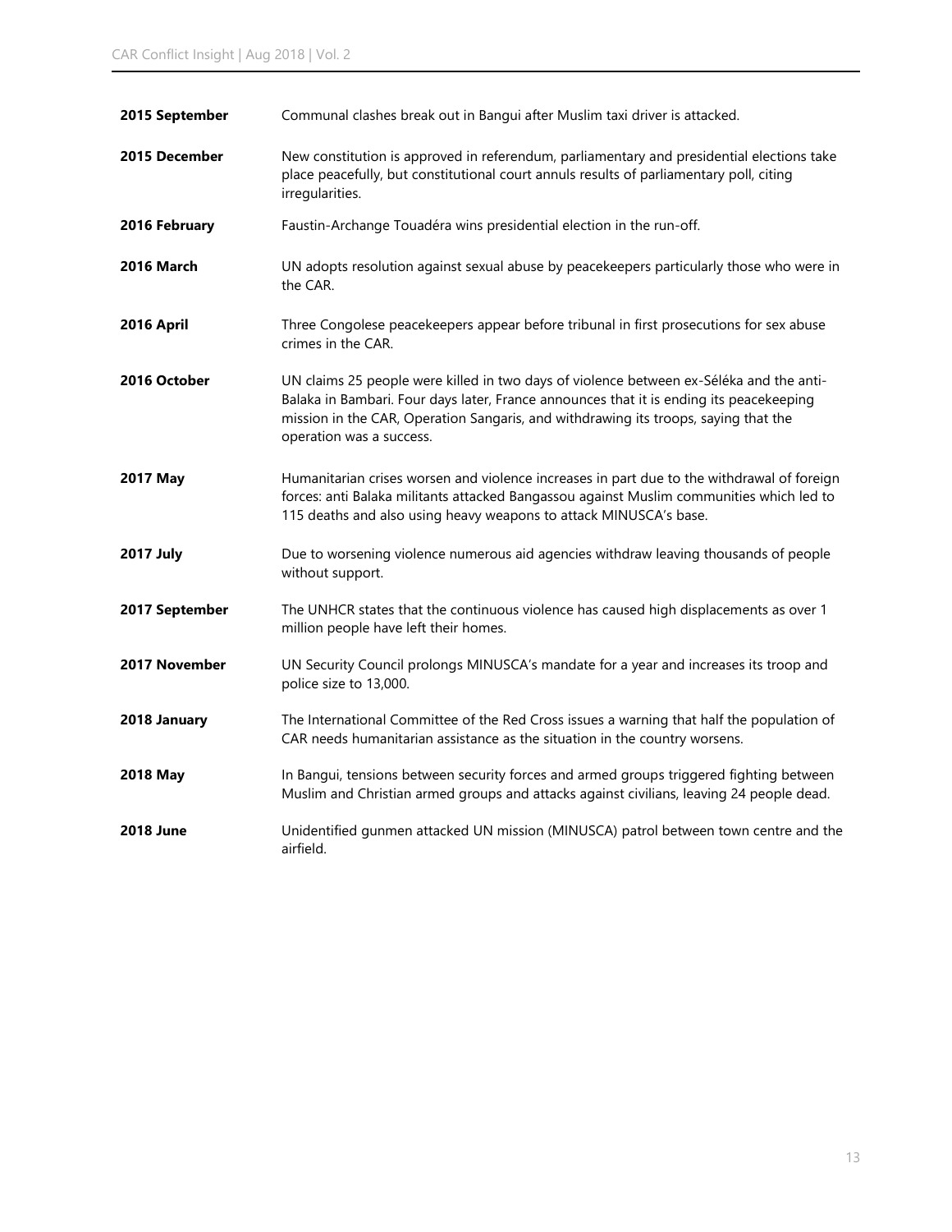| | |
|---|---|
| **2015 September** | Communal clashes break out in Bangui after Muslim taxi driver is attacked. |
| **2015 December** | New constitution is approved in referendum, parliamentary and presidential elections take place peacefully, but constitutional court annuls results of parliamentary poll, citing irregularities. |
| **2016 February** | Faustin-Archange Touadéra wins presidential election in the run-off. |
| **2016 March** | UN adopts resolution against sexual abuse by peacekeepers particularly those who were in the CAR. |
| **2016 April** | Three Congolese peacekeepers appear before tribunal in first prosecutions for sex abuse crimes in the CAR. |
| **2016 October** | UN claims 25 people were killed in two days of violence between ex-Séléka and the anti-Balaka in Bambari. Four days later, France announces that it is ending its peacekeeping mission in the CAR, Operation Sangaris, and withdrawing its troops, saying that the operation was a success. |
| **2017 May** | Humanitarian crises worsen and violence increases in part due to the withdrawal of foreign forces: anti Balaka militants attacked Bangassou against Muslim communities which led to 115 deaths and also using heavy weapons to attack MINUSCA's base. |
| **2017 July** | Due to worsening violence numerous aid agencies withdraw leaving thousands of people without support. |
| **2017 September** | The UNHCR states that the continuous violence has caused high displacements as over 1 million people have left their homes. |
| **2017 November** | UN Security Council prolongs MINUSCA's mandate for a year and increases its troop and police size to 13,000. |
| **2018 January** | The International Committee of the Red Cross issues a warning that half the population of CAR needs humanitarian assistance as the situation in the country worsens. |
| **2018 May** | In Bangui, tensions between security forces and armed groups triggered fighting between Muslim and Christian armed groups and attacks against civilians, leaving 24 people dead. |
| **2018 June** | Unidentified gunmen attacked UN mission (MINUSCA) patrol between town centre and the airfield. |